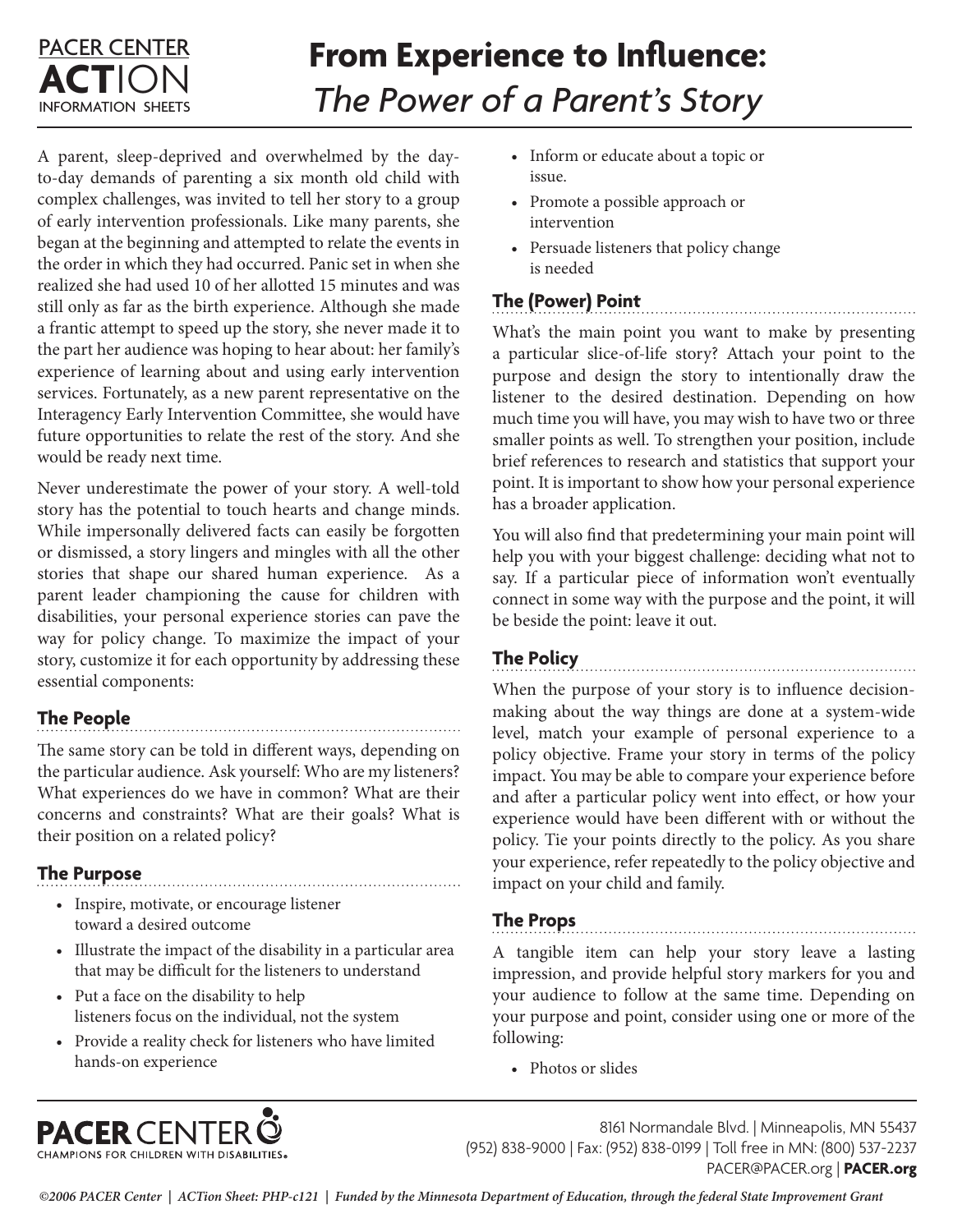PACER CENTER
**ACT**ION
INFORMATION SHEETS

# From Experience to Influence: *The Power of a Parent's Story*

A parent, sleep-deprived and overwhelmed by the day-to-day demands of parenting a six month old child with complex challenges, was invited to tell her story to a group of early intervention professionals. Like many parents, she began at the beginning and attempted to relate the events in the order in which they had occurred. Panic set in when she realized she had used 10 of her allotted 15 minutes and was still only as far as the birth experience. Although she made a frantic attempt to speed up the story, she never made it to the part her audience was hoping to hear about: her family's experience of learning about and using early intervention services. Fortunately, as a new parent representative on the Interagency Early Intervention Committee, she would have future opportunities to relate the rest of the story. And she would be ready next time.

Never underestimate the power of your story. A well-told story has the potential to touch hearts and change minds. While impersonally delivered facts can easily be forgotten or dismissed, a story lingers and mingles with all the other stories that shape our shared human experience. As a parent leader championing the cause for children with disabilities, your personal experience stories can pave the way for policy change. To maximize the impact of your story, customize it for each opportunity by addressing these essential components:

## The People

The same story can be told in different ways, depending on the particular audience. Ask yourself: Who are my listeners? What experiences do we have in common? What are their concerns and constraints? What are their goals? What is their position on a related policy?

## The Purpose

- Inspire, motivate, or encourage listener toward a desired outcome
- Illustrate the impact of the disability in a particular area that may be difficult for the listeners to understand
- Put a face on the disability to help listeners focus on the individual, not the system
- Provide a reality check for listeners who have limited hands-on experience
- Inform or educate about a topic or issue.
- Promote a possible approach or intervention
- Persuade listeners that policy change is needed

## The (Power) Point

What's the main point you want to make by presenting a particular slice-of-life story? Attach your point to the purpose and design the story to intentionally draw the listener to the desired destination. Depending on how much time you will have, you may wish to have two or three smaller points as well. To strengthen your position, include brief references to research and statistics that support your point. It is important to show how your personal experience has a broader application.

You will also find that predetermining your main point will help you with your biggest challenge: deciding what not to say. If a particular piece of information won't eventually connect in some way with the purpose and the point, it will be beside the point: leave it out.

## The Policy

When the purpose of your story is to influence decision-making about the way things are done at a system-wide level, match your example of personal experience to a policy objective. Frame your story in terms of the policy impact. You may be able to compare your experience before and after a particular policy went into effect, or how your experience would have been different with or without the policy. Tie your points directly to the policy. As you share your experience, refer repeatedly to the policy objective and impact on your child and family.

## The Props

A tangible item can help your story leave a lasting impression, and provide helpful story markers for you and your audience to follow at the same time. Depending on your purpose and point, consider using one or more of the following:

- Photos or slides

**PACER** CENTER
CHAMPIONS FOR CHILDREN WITH DISABILITIES.

8161 Normandale Blvd. | Minneapolis, MN 55437
(952) 838-9000 | Fax: (952) 838-0199 | Toll free in MN: (800) 537-2237
PACER@PACER.org | **PACER.org**

*©2006 PACER Center | ACTion Sheet: PHP-c121 | Funded by the Minnesota Department of Education, through the federal State Improvement Grant*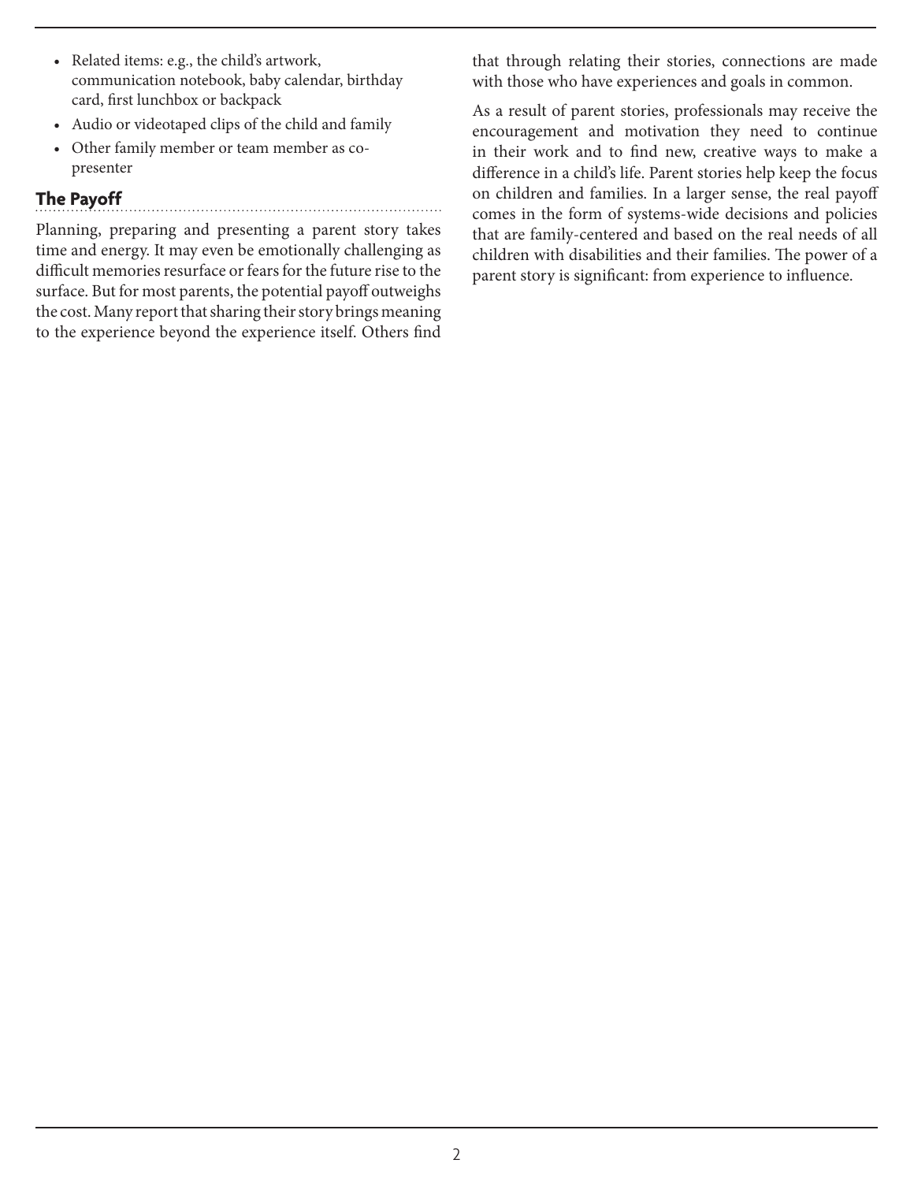- Related items: e.g., the child's artwork, communication notebook, baby calendar, birthday card, first lunchbox or backpack
- Audio or videotaped clips of the child and family
- Other family member or team member as co-presenter

## The Payoff

Planning, preparing and presenting a parent story takes time and energy. It may even be emotionally challenging as difficult memories resurface or fears for the future rise to the surface. But for most parents, the potential payoff outweighs the cost. Many report that sharing their story brings meaning to the experience beyond the experience itself. Others find that through relating their stories, connections are made with those who have experiences and goals in common.

As a result of parent stories, professionals may receive the encouragement and motivation they need to continue in their work and to find new, creative ways to make a difference in a child's life. Parent stories help keep the focus on children and families. In a larger sense, the real payoff comes in the form of systems-wide decisions and policies that are family-centered and based on the real needs of all children with disabilities and their families. The power of a parent story is significant: from experience to influence.